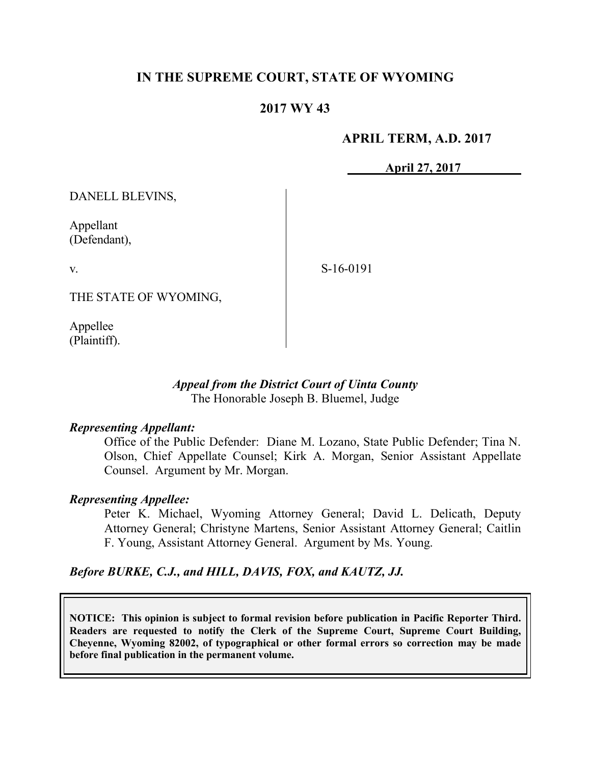# IN THE SUPREME COURT, STATE OF WYOMING

## 2017 WY 43

**APRIL TERM, A.D. 2017**

**April 27, 2017**

| | |
|---|---|
| DANELL BLEVINS,<br><br>Appellant<br>(Defendant),<br><br>v.<br><br>THE STATE OF WYOMING,<br><br>Appellee<br>(Plaintiff). | S-16-0191 |

***Appeal from the District Court of Uinta County***
The Honorable Joseph B. Bluemel, Judge

***Representing Appellant:***

Office of the Public Defender: Diane M. Lozano, State Public Defender; Tina N. Olson, Chief Appellate Counsel; Kirk A. Morgan, Senior Assistant Appellate Counsel. Argument by Mr. Morgan.

***Representing Appellee:***

Peter K. Michael, Wyoming Attorney General; David L. Delicath, Deputy Attorney General; Christyne Martens, Senior Assistant Attorney General; Caitlin F. Young, Assistant Attorney General. Argument by Ms. Young.

***Before BURKE, C.J., and HILL, DAVIS, FOX, and KAUTZ, JJ.***

**NOTICE: This opinion is subject to formal revision before publication in Pacific Reporter Third. Readers are requested to notify the Clerk of the Supreme Court, Supreme Court Building, Cheyenne, Wyoming 82002, of typographical or other formal errors so correction may be made before final publication in the permanent volume.**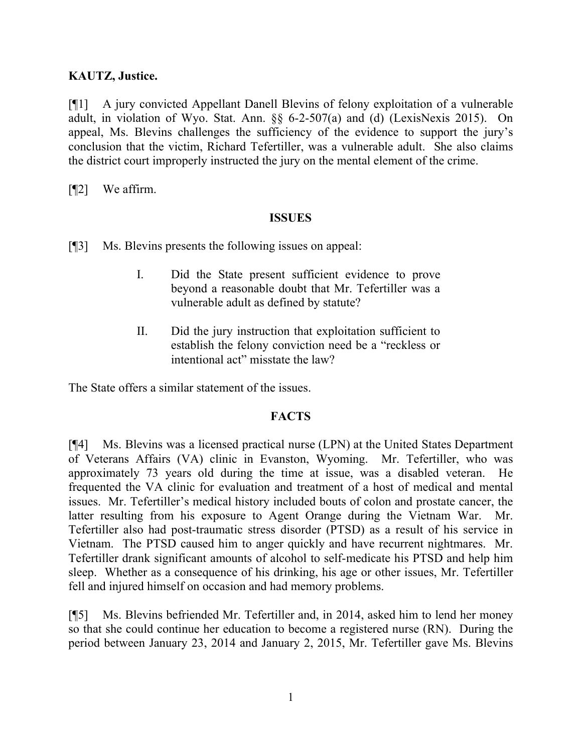**KAUTZ, Justice.**

[¶1] A jury convicted Appellant Danell Blevins of felony exploitation of a vulnerable adult, in violation of Wyo. Stat. Ann. §§ 6-2-507(a) and (d) (LexisNexis 2015). On appeal, Ms. Blevins challenges the sufficiency of the evidence to support the jury's conclusion that the victim, Richard Tefertiller, was a vulnerable adult. She also claims the district court improperly instructed the jury on the mental element of the crime.

[¶2] We affirm.

## ISSUES

[¶3] Ms. Blevins presents the following issues on appeal:

> I. Did the State present sufficient evidence to prove beyond a reasonable doubt that Mr. Tefertiller was a vulnerable adult as defined by statute?
>
> II. Did the jury instruction that exploitation sufficient to establish the felony conviction need be a "reckless or intentional act" misstate the law?

The State offers a similar statement of the issues.

## FACTS

[¶4] Ms. Blevins was a licensed practical nurse (LPN) at the United States Department of Veterans Affairs (VA) clinic in Evanston, Wyoming. Mr. Tefertiller, who was approximately 73 years old during the time at issue, was a disabled veteran. He frequented the VA clinic for evaluation and treatment of a host of medical and mental issues. Mr. Tefertiller's medical history included bouts of colon and prostate cancer, the latter resulting from his exposure to Agent Orange during the Vietnam War. Mr. Tefertiller also had post-traumatic stress disorder (PTSD) as a result of his service in Vietnam. The PTSD caused him to anger quickly and have recurrent nightmares. Mr. Tefertiller drank significant amounts of alcohol to self-medicate his PTSD and help him sleep. Whether as a consequence of his drinking, his age or other issues, Mr. Tefertiller fell and injured himself on occasion and had memory problems.

[¶5] Ms. Blevins befriended Mr. Tefertiller and, in 2014, asked him to lend her money so that she could continue her education to become a registered nurse (RN). During the period between January 23, 2014 and January 2, 2015, Mr. Tefertiller gave Ms. Blevins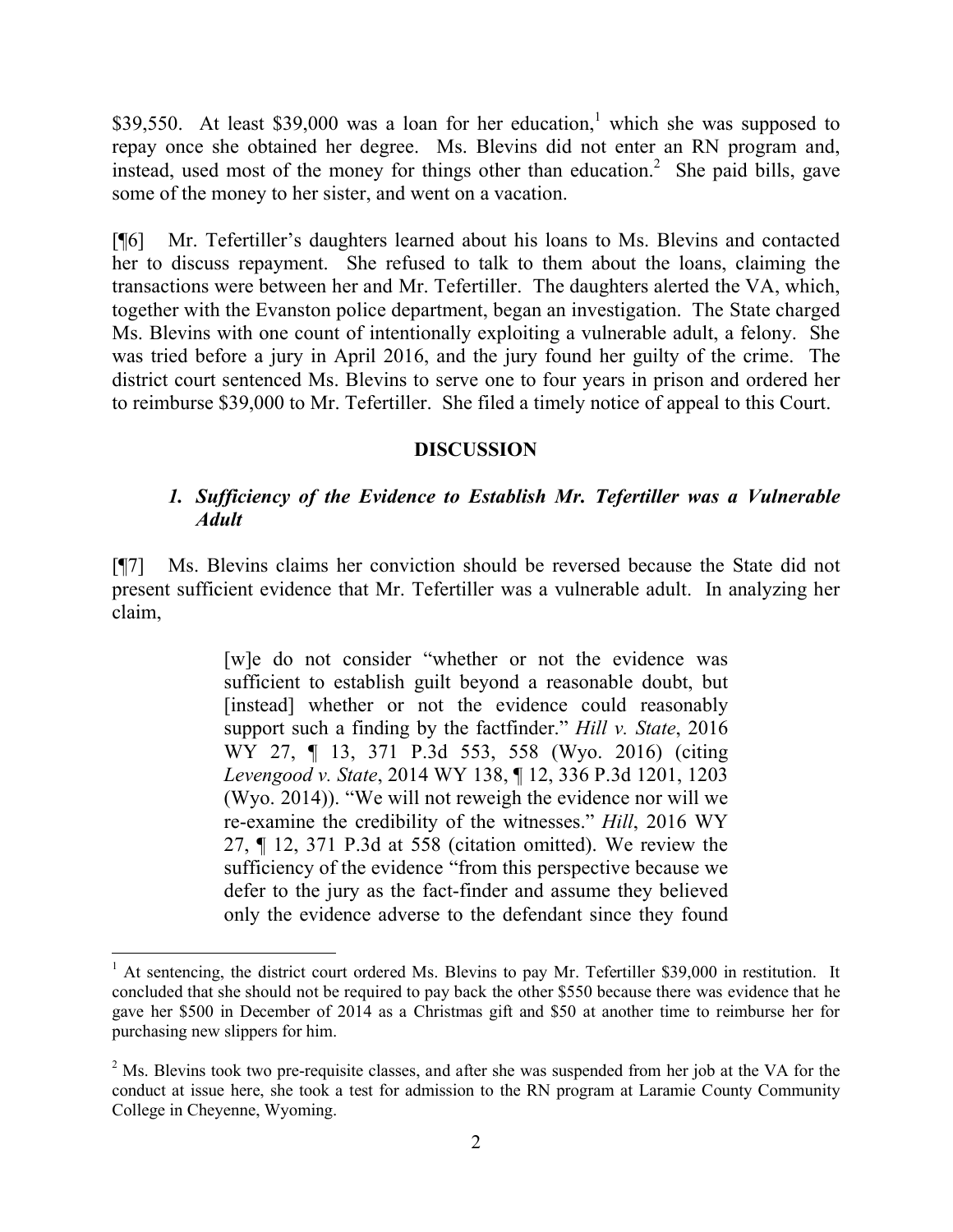$39,550. At least $39,000 was a loan for her education,[1] which she was supposed to repay once she obtained her degree. Ms. Blevins did not enter an RN program and, instead, used most of the money for things other than education.[2] She paid bills, gave some of the money to her sister, and went on a vacation.

[¶6] Mr. Tefertiller's daughters learned about his loans to Ms. Blevins and contacted her to discuss repayment. She refused to talk to them about the loans, claiming the transactions were between her and Mr. Tefertiller. The daughters alerted the VA, which, together with the Evanston police department, began an investigation. The State charged Ms. Blevins with one count of intentionally exploiting a vulnerable adult, a felony. She was tried before a jury in April 2016, and the jury found her guilty of the crime. The district court sentenced Ms. Blevins to serve one to four years in prison and ordered her to reimburse $39,000 to Mr. Tefertiller. She filed a timely notice of appeal to this Court.

## DISCUSSION

### *1. Sufficiency of the Evidence to Establish Mr. Tefertiller was a Vulnerable Adult*

[¶7] Ms. Blevins claims her conviction should be reversed because the State did not present sufficient evidence that Mr. Tefertiller was a vulnerable adult. In analyzing her claim,

> [w]e do not consider "whether or not the evidence was sufficient to establish guilt beyond a reasonable doubt, but [instead] whether or not the evidence could reasonably support such a finding by the factfinder." *Hill v. State*, 2016 WY 27, ¶ 13, 371 P.3d 553, 558 (Wyo. 2016) (citing *Levengood v. State*, 2014 WY 138, ¶ 12, 336 P.3d 1201, 1203 (Wyo. 2014)). "We will not reweigh the evidence nor will we re-examine the credibility of the witnesses." *Hill*, 2016 WY 27, ¶ 12, 371 P.3d at 558 (citation omitted). We review the sufficiency of the evidence "from this perspective because we defer to the jury as the fact-finder and assume they believed only the evidence adverse to the defendant since they found

---

[1] At sentencing, the district court ordered Ms. Blevins to pay Mr. Tefertiller $39,000 in restitution. It concluded that she should not be required to pay back the other $550 because there was evidence that he gave her $500 in December of 2014 as a Christmas gift and $50 at another time to reimburse her for purchasing new slippers for him.

[2] Ms. Blevins took two pre-requisite classes, and after she was suspended from her job at the VA for the conduct at issue here, she took a test for admission to the RN program at Laramie County Community College in Cheyenne, Wyoming.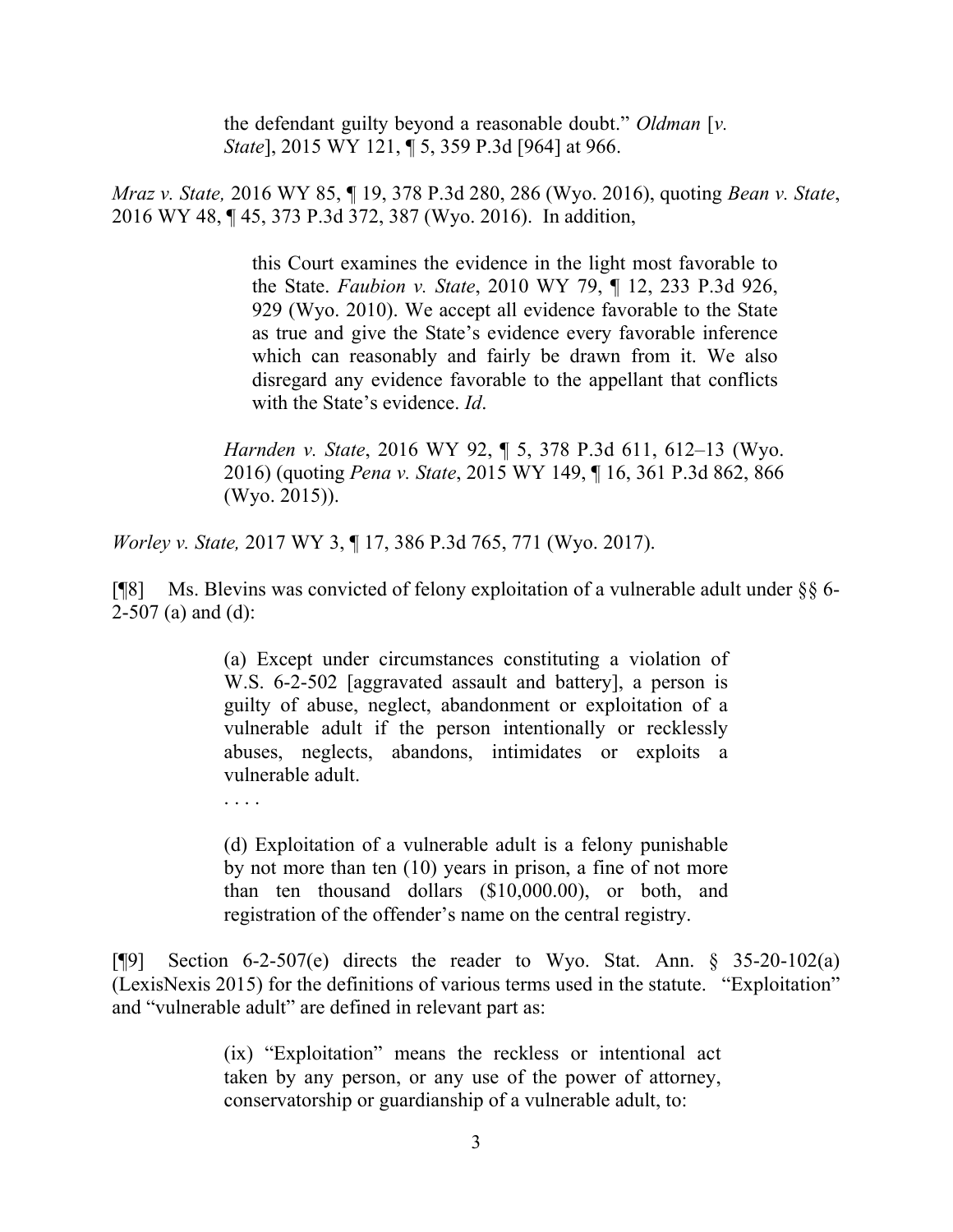> the defendant guilty beyond a reasonable doubt." *Oldman* [*v. State*], 2015 WY 121, ¶ 5, 359 P.3d [964] at 966.

*Mraz v. State,* 2016 WY 85, ¶ 19, 378 P.3d 280, 286 (Wyo. 2016), quoting *Bean v. State*, 2016 WY 48, ¶ 45, 373 P.3d 372, 387 (Wyo. 2016). In addition,

> this Court examines the evidence in the light most favorable to the State. *Faubion v. State*, 2010 WY 79, ¶ 12, 233 P.3d 926, 929 (Wyo. 2010). We accept all evidence favorable to the State as true and give the State's evidence every favorable inference which can reasonably and fairly be drawn from it. We also disregard any evidence favorable to the appellant that conflicts with the State's evidence. *Id*.
>
> *Harnden v. State*, 2016 WY 92, ¶ 5, 378 P.3d 611, 612–13 (Wyo. 2016) (quoting *Pena v. State*, 2015 WY 149, ¶ 16, 361 P.3d 862, 866 (Wyo. 2015)).

*Worley v. State,* 2017 WY 3, ¶ 17, 386 P.3d 765, 771 (Wyo. 2017).

[¶8] Ms. Blevins was convicted of felony exploitation of a vulnerable adult under §§ 6-2-507 (a) and (d):

> (a) Except under circumstances constituting a violation of W.S. 6-2-502 [aggravated assault and battery], a person is guilty of abuse, neglect, abandonment or exploitation of a vulnerable adult if the person intentionally or recklessly abuses, neglects, abandons, intimidates or exploits a vulnerable adult.
>
> . . . .
>
> (d) Exploitation of a vulnerable adult is a felony punishable by not more than ten (10) years in prison, a fine of not more than ten thousand dollars ($10,000.00), or both, and registration of the offender's name on the central registry.

[¶9] Section 6-2-507(e) directs the reader to Wyo. Stat. Ann. § 35-20-102(a) (LexisNexis 2015) for the definitions of various terms used in the statute. "Exploitation" and "vulnerable adult" are defined in relevant part as:

> (ix) "Exploitation" means the reckless or intentional act taken by any person, or any use of the power of attorney, conservatorship or guardianship of a vulnerable adult, to: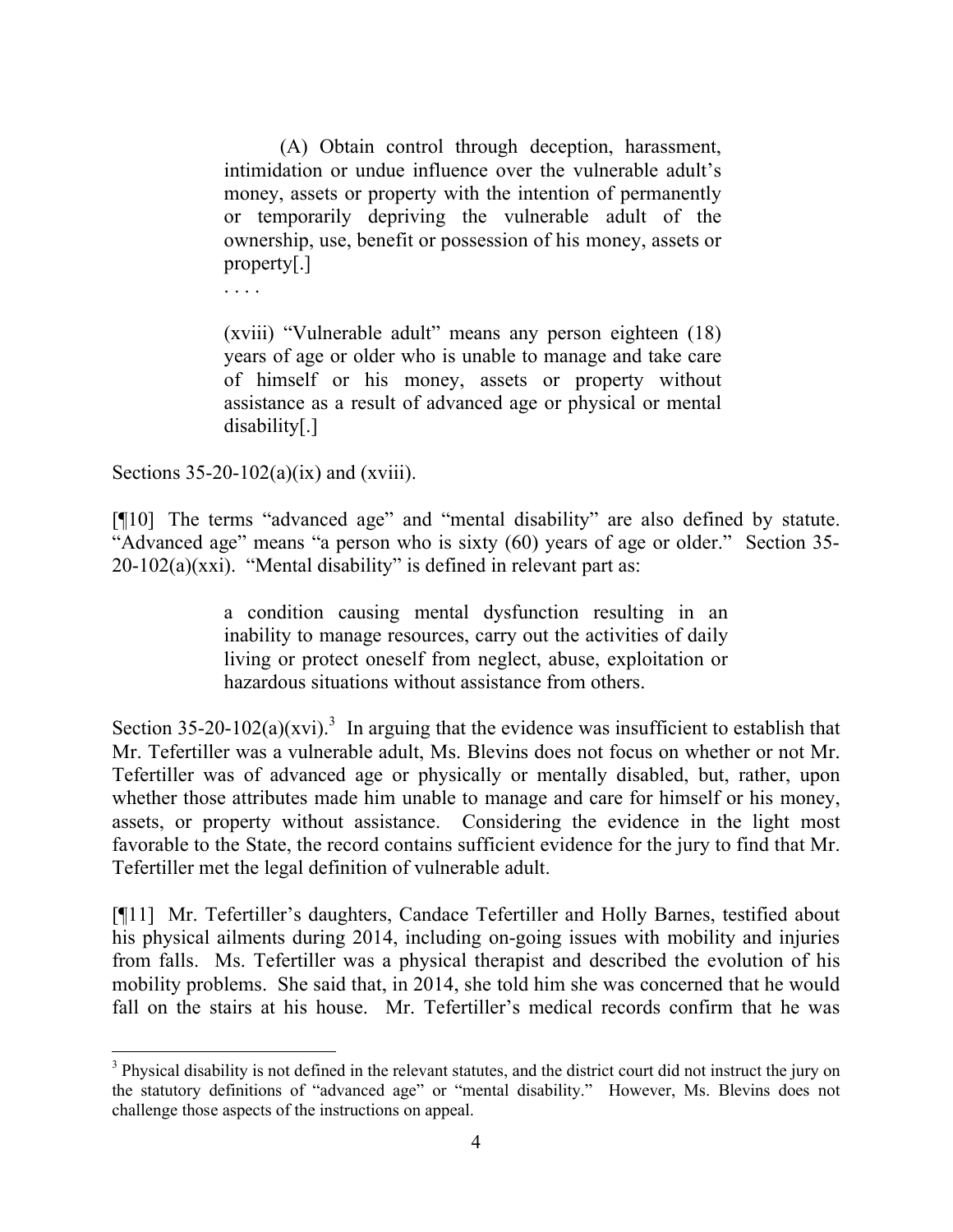> (A) Obtain control through deception, harassment, intimidation or undue influence over the vulnerable adult's money, assets or property with the intention of permanently or temporarily depriving the vulnerable adult of the ownership, use, benefit or possession of his money, assets or property[.]
>
> . . . .
>
> (xviii) "Vulnerable adult" means any person eighteen (18) years of age or older who is unable to manage and take care of himself or his money, assets or property without assistance as a result of advanced age or physical or mental disability[.]

Sections 35-20-102(a)(ix) and (xviii).

[¶10] The terms "advanced age" and "mental disability" are also defined by statute. "Advanced age" means "a person who is sixty (60) years of age or older." Section 35-20-102(a)(xxi). "Mental disability" is defined in relevant part as:

> a condition causing mental dysfunction resulting in an inability to manage resources, carry out the activities of daily living or protect oneself from neglect, abuse, exploitation or hazardous situations without assistance from others.

Section 35-20-102(a)(xvi).[3] In arguing that the evidence was insufficient to establish that Mr. Tefertiller was a vulnerable adult, Ms. Blevins does not focus on whether or not Mr. Tefertiller was of advanced age or physically or mentally disabled, but, rather, upon whether those attributes made him unable to manage and care for himself or his money, assets, or property without assistance. Considering the evidence in the light most favorable to the State, the record contains sufficient evidence for the jury to find that Mr. Tefertiller met the legal definition of vulnerable adult.

[¶11] Mr. Tefertiller's daughters, Candace Tefertiller and Holly Barnes, testified about his physical ailments during 2014, including on-going issues with mobility and injuries from falls. Ms. Tefertiller was a physical therapist and described the evolution of his mobility problems. She said that, in 2014, she told him she was concerned that he would fall on the stairs at his house. Mr. Tefertiller's medical records confirm that he was

[3] Physical disability is not defined in the relevant statutes, and the district court did not instruct the jury on the statutory definitions of "advanced age" or "mental disability." However, Ms. Blevins does not challenge those aspects of the instructions on appeal.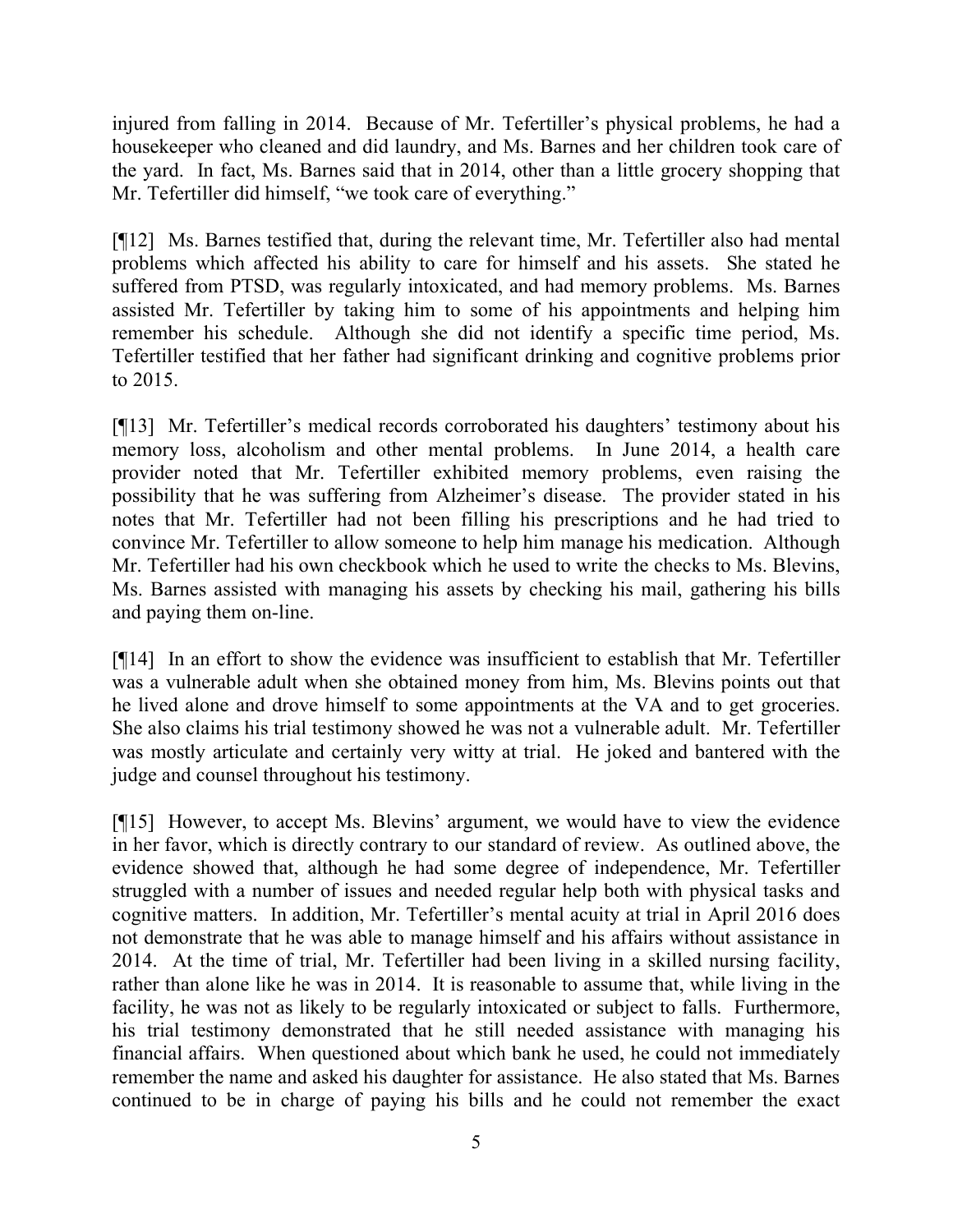injured from falling in 2014. Because of Mr. Tefertiller's physical problems, he had a housekeeper who cleaned and did laundry, and Ms. Barnes and her children took care of the yard. In fact, Ms. Barnes said that in 2014, other than a little grocery shopping that Mr. Tefertiller did himself, "we took care of everything."

[¶12] Ms. Barnes testified that, during the relevant time, Mr. Tefertiller also had mental problems which affected his ability to care for himself and his assets. She stated he suffered from PTSD, was regularly intoxicated, and had memory problems. Ms. Barnes assisted Mr. Tefertiller by taking him to some of his appointments and helping him remember his schedule. Although she did not identify a specific time period, Ms. Tefertiller testified that her father had significant drinking and cognitive problems prior to 2015.

[¶13] Mr. Tefertiller's medical records corroborated his daughters' testimony about his memory loss, alcoholism and other mental problems. In June 2014, a health care provider noted that Mr. Tefertiller exhibited memory problems, even raising the possibility that he was suffering from Alzheimer's disease. The provider stated in his notes that Mr. Tefertiller had not been filling his prescriptions and he had tried to convince Mr. Tefertiller to allow someone to help him manage his medication. Although Mr. Tefertiller had his own checkbook which he used to write the checks to Ms. Blevins, Ms. Barnes assisted with managing his assets by checking his mail, gathering his bills and paying them on-line.

[¶14] In an effort to show the evidence was insufficient to establish that Mr. Tefertiller was a vulnerable adult when she obtained money from him, Ms. Blevins points out that he lived alone and drove himself to some appointments at the VA and to get groceries. She also claims his trial testimony showed he was not a vulnerable adult. Mr. Tefertiller was mostly articulate and certainly very witty at trial. He joked and bantered with the judge and counsel throughout his testimony.

[¶15] However, to accept Ms. Blevins' argument, we would have to view the evidence in her favor, which is directly contrary to our standard of review. As outlined above, the evidence showed that, although he had some degree of independence, Mr. Tefertiller struggled with a number of issues and needed regular help both with physical tasks and cognitive matters. In addition, Mr. Tefertiller's mental acuity at trial in April 2016 does not demonstrate that he was able to manage himself and his affairs without assistance in 2014. At the time of trial, Mr. Tefertiller had been living in a skilled nursing facility, rather than alone like he was in 2014. It is reasonable to assume that, while living in the facility, he was not as likely to be regularly intoxicated or subject to falls. Furthermore, his trial testimony demonstrated that he still needed assistance with managing his financial affairs. When questioned about which bank he used, he could not immediately remember the name and asked his daughter for assistance. He also stated that Ms. Barnes continued to be in charge of paying his bills and he could not remember the exact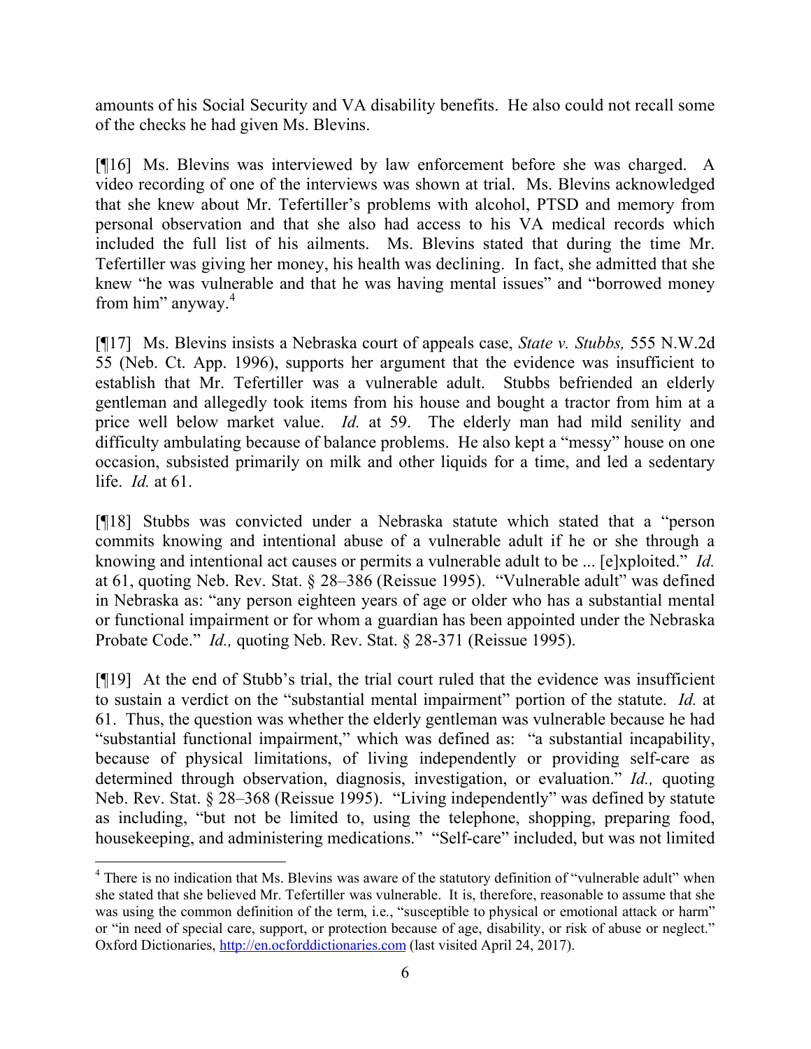amounts of his Social Security and VA disability benefits. He also could not recall some of the checks he had given Ms. Blevins.

[¶16] Ms. Blevins was interviewed by law enforcement before she was charged. A video recording of one of the interviews was shown at trial. Ms. Blevins acknowledged that she knew about Mr. Tefertiller's problems with alcohol, PTSD and memory from personal observation and that she also had access to his VA medical records which included the full list of his ailments. Ms. Blevins stated that during the time Mr. Tefertiller was giving her money, his health was declining. In fact, she admitted that she knew "he was vulnerable and that he was having mental issues" and "borrowed money from him" anyway.[4]

[¶17] Ms. Blevins insists a Nebraska court of appeals case, *State v. Stubbs,* 555 N.W.2d 55 (Neb. Ct. App. 1996), supports her argument that the evidence was insufficient to establish that Mr. Tefertiller was a vulnerable adult. Stubbs befriended an elderly gentleman and allegedly took items from his house and bought a tractor from him at a price well below market value. *Id.* at 59. The elderly man had mild senility and difficulty ambulating because of balance problems. He also kept a "messy" house on one occasion, subsisted primarily on milk and other liquids for a time, and led a sedentary life. *Id.* at 61.

[¶18] Stubbs was convicted under a Nebraska statute which stated that a "person commits knowing and intentional abuse of a vulnerable adult if he or she through a knowing and intentional act causes or permits a vulnerable adult to be ... [e]xploited." *Id.* at 61, quoting Neb. Rev. Stat. § 28–386 (Reissue 1995). "Vulnerable adult" was defined in Nebraska as: "any person eighteen years of age or older who has a substantial mental or functional impairment or for whom a guardian has been appointed under the Nebraska Probate Code." *Id.,* quoting Neb. Rev. Stat. § 28-371 (Reissue 1995).

[¶19] At the end of Stubb's trial, the trial court ruled that the evidence was insufficient to sustain a verdict on the "substantial mental impairment" portion of the statute. *Id.* at 61. Thus, the question was whether the elderly gentleman was vulnerable because he had "substantial functional impairment," which was defined as: "a substantial incapability, because of physical limitations, of living independently or providing self-care as determined through observation, diagnosis, investigation, or evaluation." *Id.,* quoting Neb. Rev. Stat. § 28–368 (Reissue 1995). "Living independently" was defined by statute as including, "but not be limited to, using the telephone, shopping, preparing food, housekeeping, and administering medications." "Self-care" included, but was not limited

---

[4] There is no indication that Ms. Blevins was aware of the statutory definition of "vulnerable adult" when she stated that she believed Mr. Tefertiller was vulnerable. It is, therefore, reasonable to assume that she was using the common definition of the term, i.e., "susceptible to physical or emotional attack or harm" or "in need of special care, support, or protection because of age, disability, or risk of abuse or neglect." Oxford Dictionaries, http://en.ocforddictionaries.com (last visited April 24, 2017).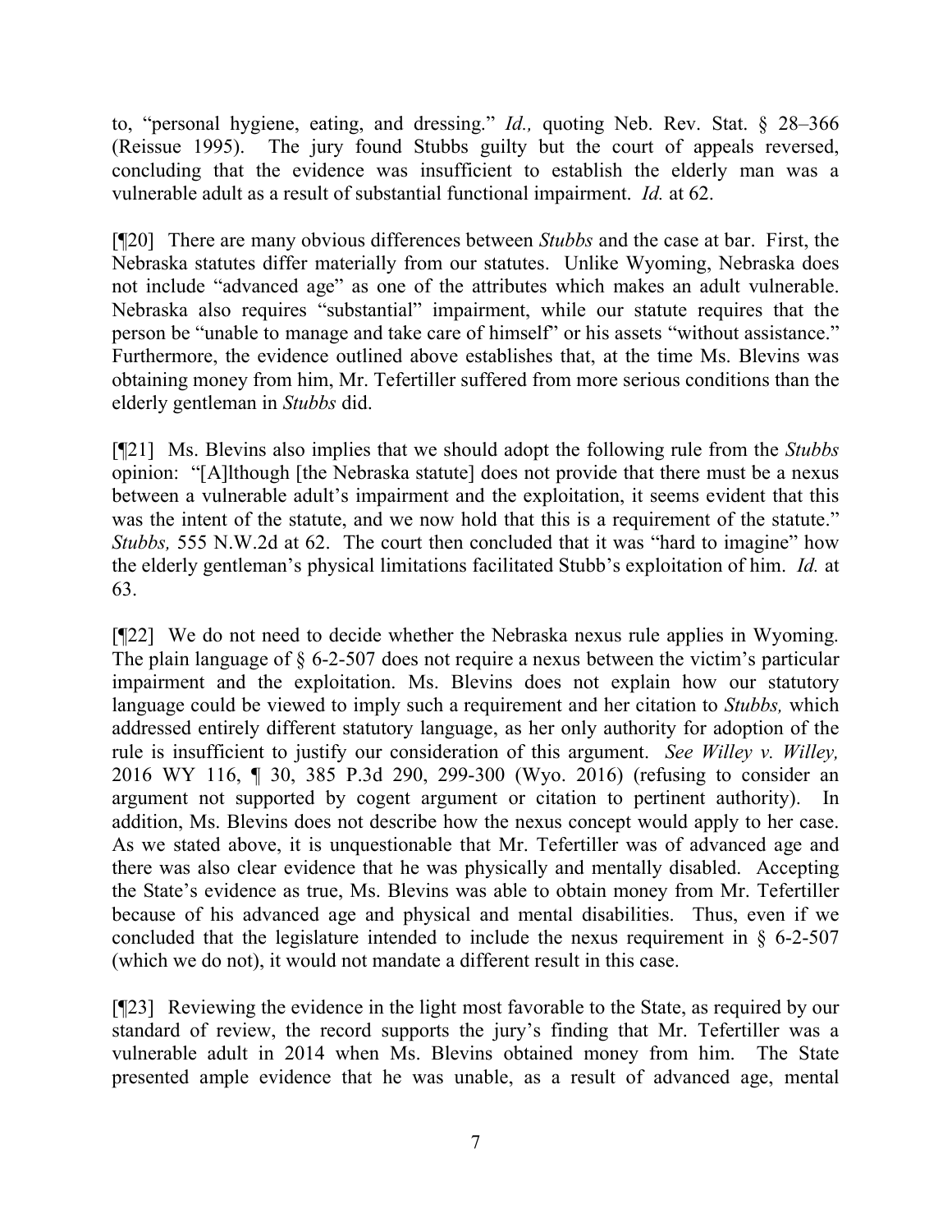to, "personal hygiene, eating, and dressing." *Id.,* quoting Neb. Rev. Stat. § 28–366 (Reissue 1995). The jury found Stubbs guilty but the court of appeals reversed, concluding that the evidence was insufficient to establish the elderly man was a vulnerable adult as a result of substantial functional impairment. *Id.* at 62.

[¶20] There are many obvious differences between *Stubbs* and the case at bar. First, the Nebraska statutes differ materially from our statutes. Unlike Wyoming, Nebraska does not include "advanced age" as one of the attributes which makes an adult vulnerable. Nebraska also requires "substantial" impairment, while our statute requires that the person be "unable to manage and take care of himself" or his assets "without assistance." Furthermore, the evidence outlined above establishes that, at the time Ms. Blevins was obtaining money from him, Mr. Tefertiller suffered from more serious conditions than the elderly gentleman in *Stubbs* did.

[¶21] Ms. Blevins also implies that we should adopt the following rule from the *Stubbs* opinion: "[A]lthough [the Nebraska statute] does not provide that there must be a nexus between a vulnerable adult's impairment and the exploitation, it seems evident that this was the intent of the statute, and we now hold that this is a requirement of the statute." *Stubbs,* 555 N.W.2d at 62. The court then concluded that it was "hard to imagine" how the elderly gentleman's physical limitations facilitated Stubb's exploitation of him. *Id.* at 63.

[¶22] We do not need to decide whether the Nebraska nexus rule applies in Wyoming. The plain language of § 6-2-507 does not require a nexus between the victim's particular impairment and the exploitation. Ms. Blevins does not explain how our statutory language could be viewed to imply such a requirement and her citation to *Stubbs,* which addressed entirely different statutory language, as her only authority for adoption of the rule is insufficient to justify our consideration of this argument. *See Willey v. Willey,* 2016 WY 116, ¶ 30, 385 P.3d 290, 299-300 (Wyo. 2016) (refusing to consider an argument not supported by cogent argument or citation to pertinent authority). In addition, Ms. Blevins does not describe how the nexus concept would apply to her case. As we stated above, it is unquestionable that Mr. Tefertiller was of advanced age and there was also clear evidence that he was physically and mentally disabled. Accepting the State's evidence as true, Ms. Blevins was able to obtain money from Mr. Tefertiller because of his advanced age and physical and mental disabilities. Thus, even if we concluded that the legislature intended to include the nexus requirement in § 6-2-507 (which we do not), it would not mandate a different result in this case.

[¶23] Reviewing the evidence in the light most favorable to the State, as required by our standard of review, the record supports the jury's finding that Mr. Tefertiller was a vulnerable adult in 2014 when Ms. Blevins obtained money from him. The State presented ample evidence that he was unable, as a result of advanced age, mental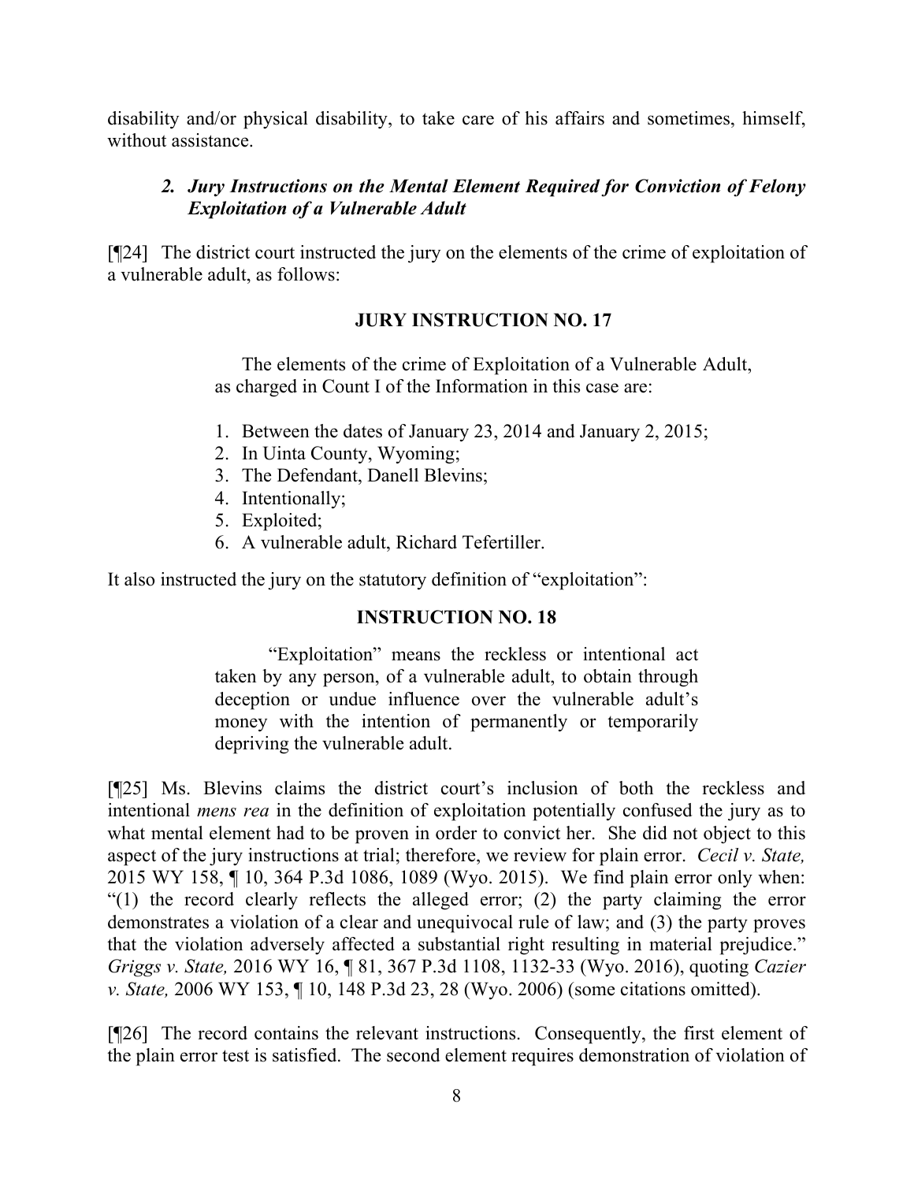disability and/or physical disability, to take care of his affairs and sometimes, himself, without assistance.

### *2. Jury Instructions on the Mental Element Required for Conviction of Felony Exploitation of a Vulnerable Adult*

[¶24] The district court instructed the jury on the elements of the crime of exploitation of a vulnerable adult, as follows:

**JURY INSTRUCTION NO. 17**

> The elements of the crime of Exploitation of a Vulnerable Adult, as charged in Count I of the Information in this case are:
>
> 1. Between the dates of January 23, 2014 and January 2, 2015;
> 2. In Uinta County, Wyoming;
> 3. The Defendant, Danell Blevins;
> 4. Intentionally;
> 5. Exploited;
> 6. A vulnerable adult, Richard Tefertiller.

It also instructed the jury on the statutory definition of "exploitation":

**INSTRUCTION NO. 18**

> "Exploitation" means the reckless or intentional act taken by any person, of a vulnerable adult, to obtain through deception or undue influence over the vulnerable adult's money with the intention of permanently or temporarily depriving the vulnerable adult.

[¶25] Ms. Blevins claims the district court's inclusion of both the reckless and intentional *mens rea* in the definition of exploitation potentially confused the jury as to what mental element had to be proven in order to convict her. She did not object to this aspect of the jury instructions at trial; therefore, we review for plain error. *Cecil v. State,* 2015 WY 158, ¶ 10, 364 P.3d 1086, 1089 (Wyo. 2015). We find plain error only when: "(1) the record clearly reflects the alleged error; (2) the party claiming the error demonstrates a violation of a clear and unequivocal rule of law; and (3) the party proves that the violation adversely affected a substantial right resulting in material prejudice." *Griggs v. State,* 2016 WY 16, ¶ 81, 367 P.3d 1108, 1132-33 (Wyo. 2016), quoting *Cazier v. State,* 2006 WY 153, ¶ 10, 148 P.3d 23, 28 (Wyo. 2006) (some citations omitted).

[¶26] The record contains the relevant instructions. Consequently, the first element of the plain error test is satisfied. The second element requires demonstration of violation of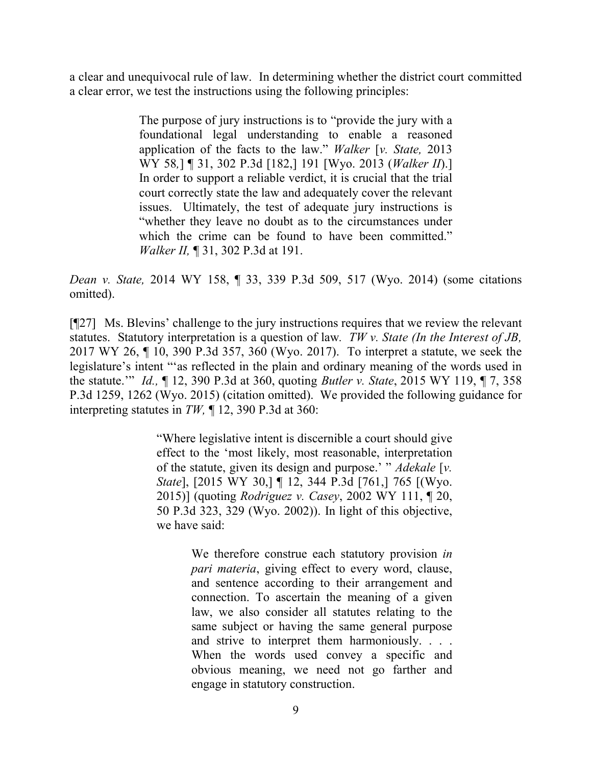a clear and unequivocal rule of law. In determining whether the district court committed a clear error, we test the instructions using the following principles:

> The purpose of jury instructions is to "provide the jury with a foundational legal understanding to enable a reasoned application of the facts to the law." *Walker* [*v. State,* 2013 WY 58*,*] ¶ 31, 302 P.3d [182,] 191 [Wyo. 2013 (*Walker II*).] In order to support a reliable verdict, it is crucial that the trial court correctly state the law and adequately cover the relevant issues. Ultimately, the test of adequate jury instructions is "whether they leave no doubt as to the circumstances under which the crime can be found to have been committed." *Walker II,* ¶ 31, 302 P.3d at 191.

*Dean v. State,* 2014 WY 158, ¶ 33, 339 P.3d 509, 517 (Wyo. 2014) (some citations omitted).

[¶27] Ms. Blevins' challenge to the jury instructions requires that we review the relevant statutes. Statutory interpretation is a question of law*. TW v. State (In the Interest of JB,* 2017 WY 26, ¶ 10, 390 P.3d 357, 360 (Wyo. 2017). To interpret a statute, we seek the legislature's intent "'as reflected in the plain and ordinary meaning of the words used in the statute.'" *Id.,* ¶ 12, 390 P.3d at 360, quoting *Butler v. State*, 2015 WY 119, ¶ 7, 358 P.3d 1259, 1262 (Wyo. 2015) (citation omitted). We provided the following guidance for interpreting statutes in *TW,* ¶ 12, 390 P.3d at 360:

> "Where legislative intent is discernible a court should give effect to the 'most likely, most reasonable, interpretation of the statute, given its design and purpose.' " *Adekale* [*v. State*], [2015 WY 30,] ¶ 12, 344 P.3d [761,] 765 [(Wyo. 2015)] (quoting *Rodriguez v. Casey*, 2002 WY 111, ¶ 20, 50 P.3d 323, 329 (Wyo. 2002)). In light of this objective, we have said:
>
> > We therefore construe each statutory provision *in pari materia*, giving effect to every word, clause, and sentence according to their arrangement and connection. To ascertain the meaning of a given law, we also consider all statutes relating to the same subject or having the same general purpose and strive to interpret them harmoniously. . . . When the words used convey a specific and obvious meaning, we need not go farther and engage in statutory construction.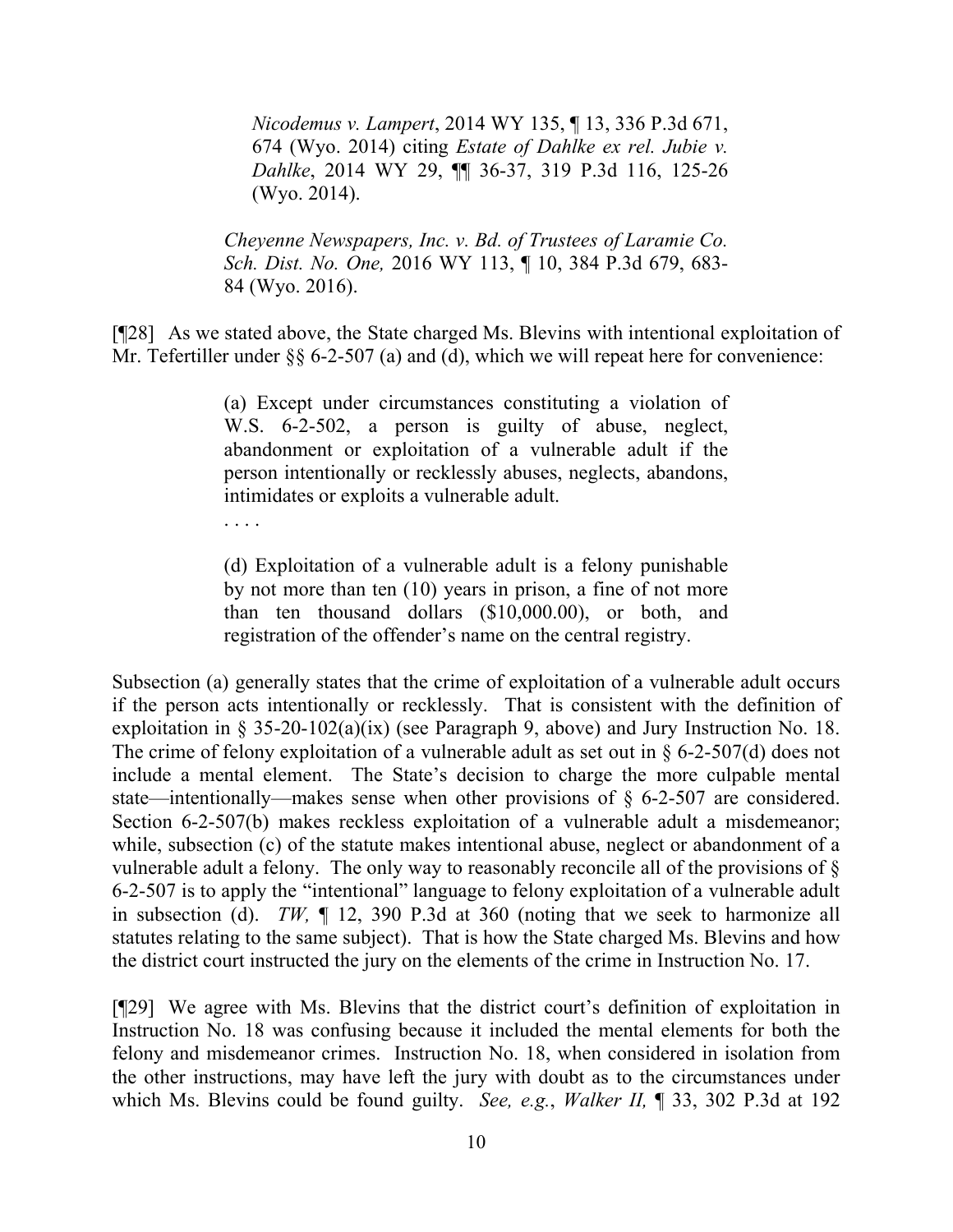> > *Nicodemus v. Lampert*, 2014 WY 135, ¶ 13, 336 P.3d 671, 674 (Wyo. 2014) citing *Estate of Dahlke ex rel. Jubie v. Dahlke*, 2014 WY 29, ¶¶ 36-37, 319 P.3d 116, 125-26 (Wyo. 2014).
>
> *Cheyenne Newspapers, Inc. v. Bd. of Trustees of Laramie Co. Sch. Dist. No. One,* 2016 WY 113, ¶ 10, 384 P.3d 679, 683-84 (Wyo. 2016).

[¶28] As we stated above, the State charged Ms. Blevins with intentional exploitation of Mr. Tefertiller under §§ 6-2-507 (a) and (d), which we will repeat here for convenience:

> (a) Except under circumstances constituting a violation of W.S. 6-2-502, a person is guilty of abuse, neglect, abandonment or exploitation of a vulnerable adult if the person intentionally or recklessly abuses, neglects, abandons, intimidates or exploits a vulnerable adult.
>
> . . . .
>
> (d) Exploitation of a vulnerable adult is a felony punishable by not more than ten (10) years in prison, a fine of not more than ten thousand dollars ($10,000.00), or both, and registration of the offender's name on the central registry.

Subsection (a) generally states that the crime of exploitation of a vulnerable adult occurs if the person acts intentionally or recklessly. That is consistent with the definition of exploitation in § 35-20-102(a)(ix) (see Paragraph 9, above) and Jury Instruction No. 18. The crime of felony exploitation of a vulnerable adult as set out in § 6-2-507(d) does not include a mental element. The State's decision to charge the more culpable mental state—intentionally—makes sense when other provisions of § 6-2-507 are considered. Section 6-2-507(b) makes reckless exploitation of a vulnerable adult a misdemeanor; while, subsection (c) of the statute makes intentional abuse, neglect or abandonment of a vulnerable adult a felony. The only way to reasonably reconcile all of the provisions of § 6-2-507 is to apply the "intentional" language to felony exploitation of a vulnerable adult in subsection (d). *TW,* ¶ 12, 390 P.3d at 360 (noting that we seek to harmonize all statutes relating to the same subject). That is how the State charged Ms. Blevins and how the district court instructed the jury on the elements of the crime in Instruction No. 17.

[¶29] We agree with Ms. Blevins that the district court's definition of exploitation in Instruction No. 18 was confusing because it included the mental elements for both the felony and misdemeanor crimes. Instruction No. 18, when considered in isolation from the other instructions, may have left the jury with doubt as to the circumstances under which Ms. Blevins could be found guilty. *See, e.g.*, *Walker II,* ¶ 33, 302 P.3d at 192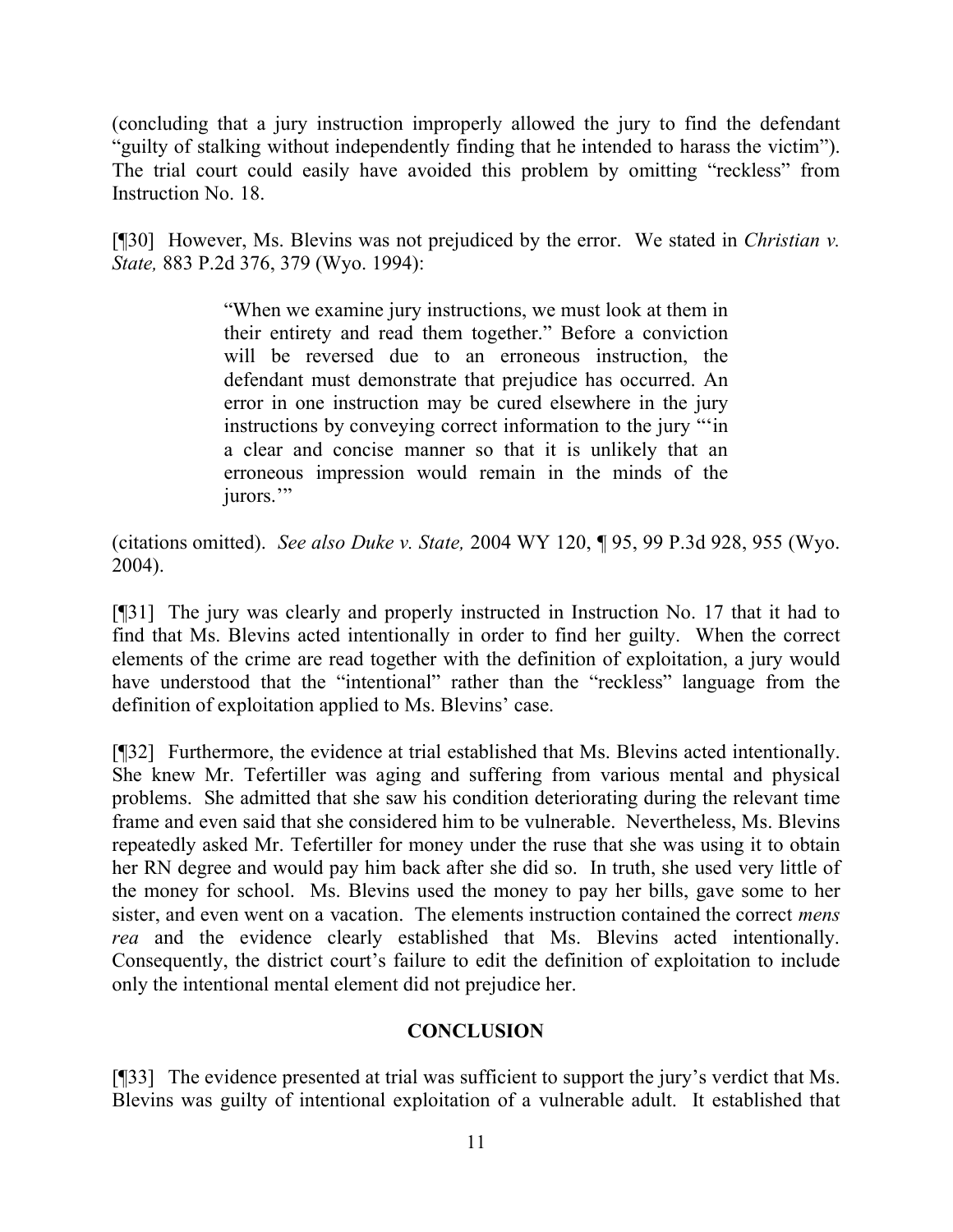(concluding that a jury instruction improperly allowed the jury to find the defendant "guilty of stalking without independently finding that he intended to harass the victim"). The trial court could easily have avoided this problem by omitting "reckless" from Instruction No. 18.

[¶30] However, Ms. Blevins was not prejudiced by the error. We stated in *Christian v. State,* 883 P.2d 376, 379 (Wyo. 1994):

> "When we examine jury instructions, we must look at them in their entirety and read them together." Before a conviction will be reversed due to an erroneous instruction, the defendant must demonstrate that prejudice has occurred. An error in one instruction may be cured elsewhere in the jury instructions by conveying correct information to the jury "'in a clear and concise manner so that it is unlikely that an erroneous impression would remain in the minds of the jurors.'"

(citations omitted). *See also Duke v. State,* 2004 WY 120, ¶ 95, 99 P.3d 928, 955 (Wyo. 2004).

[¶31] The jury was clearly and properly instructed in Instruction No. 17 that it had to find that Ms. Blevins acted intentionally in order to find her guilty. When the correct elements of the crime are read together with the definition of exploitation, a jury would have understood that the "intentional" rather than the "reckless" language from the definition of exploitation applied to Ms. Blevins' case.

[¶32] Furthermore, the evidence at trial established that Ms. Blevins acted intentionally. She knew Mr. Tefertiller was aging and suffering from various mental and physical problems. She admitted that she saw his condition deteriorating during the relevant time frame and even said that she considered him to be vulnerable. Nevertheless, Ms. Blevins repeatedly asked Mr. Tefertiller for money under the ruse that she was using it to obtain her RN degree and would pay him back after she did so. In truth, she used very little of the money for school. Ms. Blevins used the money to pay her bills, gave some to her sister, and even went on a vacation. The elements instruction contained the correct *mens rea* and the evidence clearly established that Ms. Blevins acted intentionally. Consequently, the district court's failure to edit the definition of exploitation to include only the intentional mental element did not prejudice her.

## CONCLUSION

[¶33] The evidence presented at trial was sufficient to support the jury's verdict that Ms. Blevins was guilty of intentional exploitation of a vulnerable adult. It established that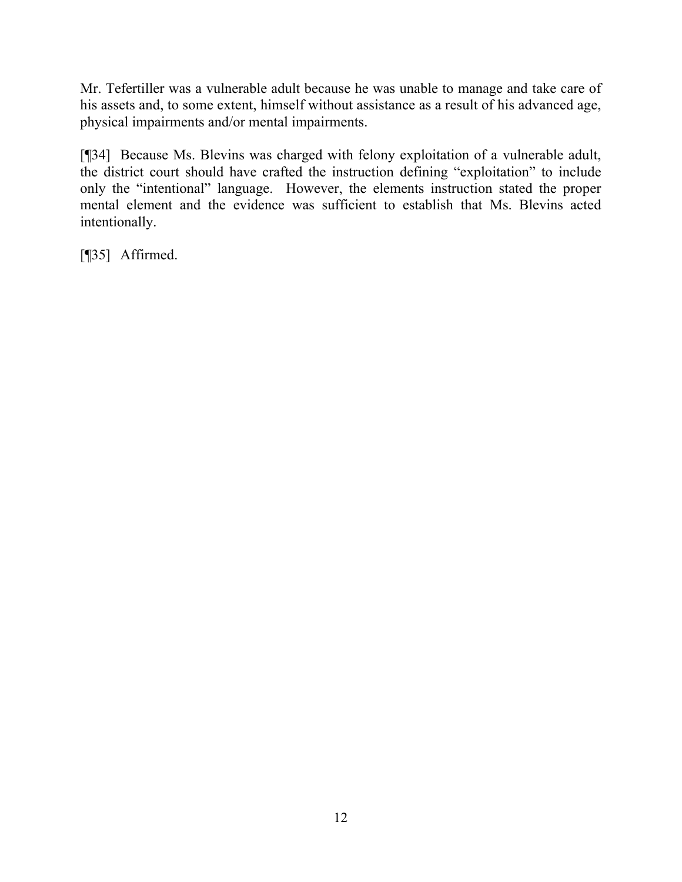Mr. Tefertiller was a vulnerable adult because he was unable to manage and take care of his assets and, to some extent, himself without assistance as a result of his advanced age, physical impairments and/or mental impairments.

[¶34] Because Ms. Blevins was charged with felony exploitation of a vulnerable adult, the district court should have crafted the instruction defining "exploitation" to include only the "intentional" language. However, the elements instruction stated the proper mental element and the evidence was sufficient to establish that Ms. Blevins acted intentionally.

[¶35] Affirmed.